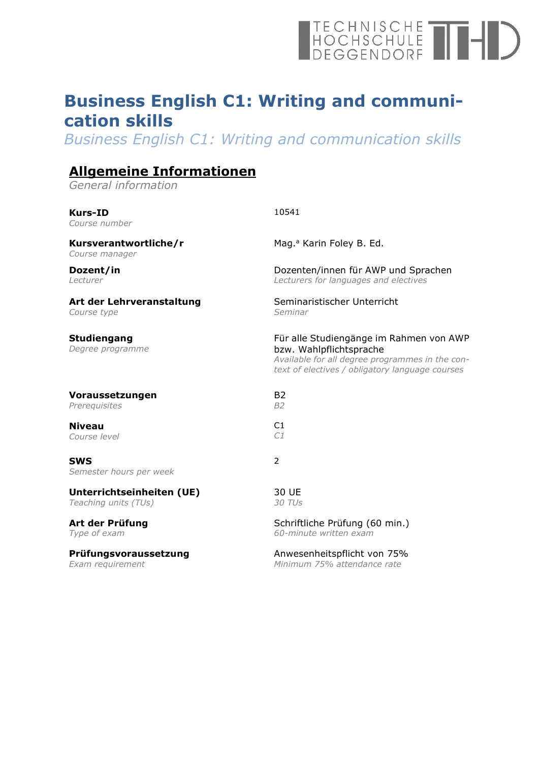# Business English C1: Writing and communication skills

*Business English C1: Writing and communication skills*

## Allgemeine Informationen

*General information*

**Kurs-ID**
*Course number*
10541

**Kursverantwortliche/r**
*Course manager*
Mag.ª Karin Foley B. Ed.

**Dozent/in**
*Lecturer*
Dozenten/innen für AWP und Sprachen
*Lecturers for languages and electives*

**Art der Lehrveranstaltung**
*Course type*
Seminaristischer Unterricht
*Seminar*

**Studiengang**
*Degree programme*
Für alle Studiengänge im Rahmen von AWP bzw. Wahlpflichtsprache
*Available for all degree programmes in the context of electives / obligatory language courses*

**Voraussetzungen**
*Prerequisites*
B2
*B2*

**Niveau**
*Course level*
C1
*C1*

**SWS**
*Semester hours per week*
2

**Unterrichtseinheiten (UE)**
*Teaching units (TUs)*
30 UE
*30 TUs*

**Art der Prüfung**
*Type of exam*
Schriftliche Prüfung (60 min.)
*60-minute written exam*

**Prüfungsvoraussetzung**
*Exam requirement*
Anwesenheitspflicht von 75%
*Minimum 75% attendance rate*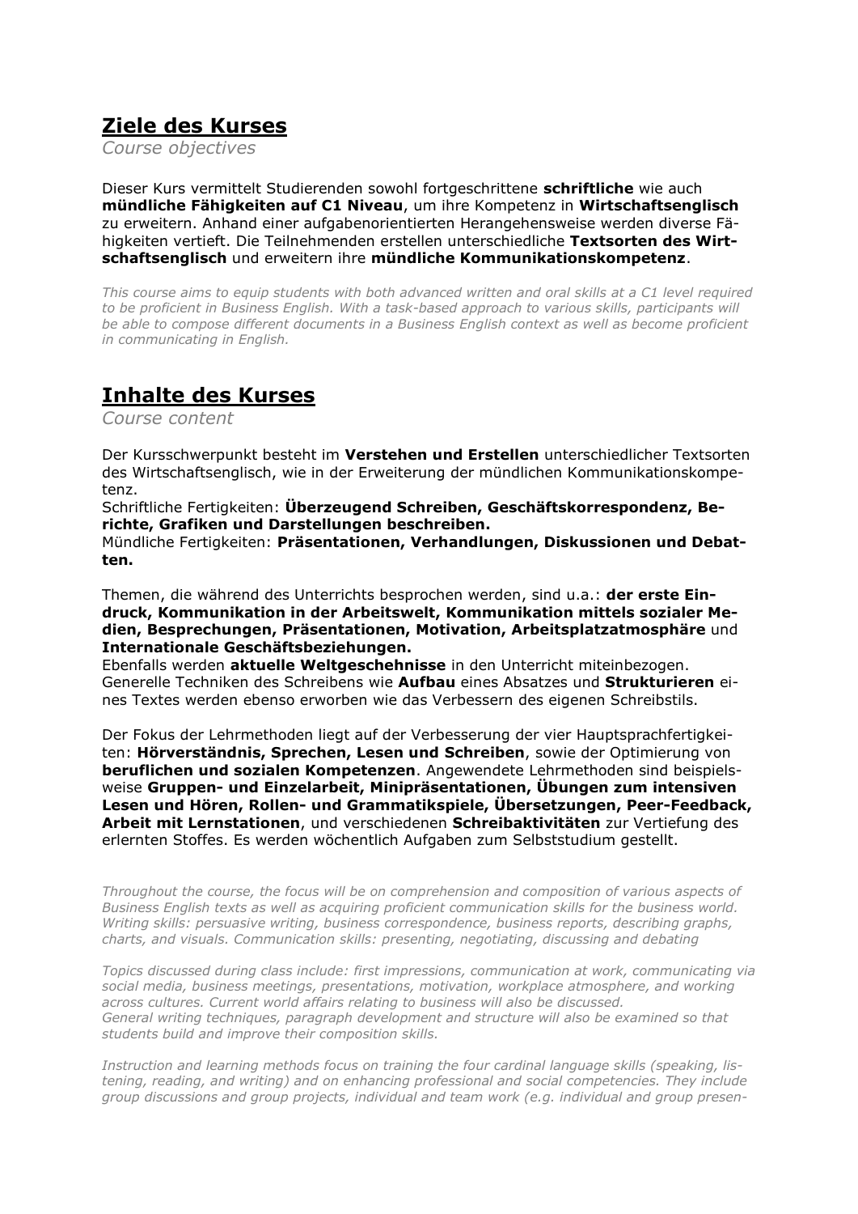## Ziele des Kurses

*Course objectives*

Dieser Kurs vermittelt Studierenden sowohl fortgeschrittene **schriftliche** wie auch **mündliche Fähigkeiten auf C1 Niveau**, um ihre Kompetenz in **Wirtschaftsenglisch** zu erweitern. Anhand einer aufgabenorientierten Herangehensweise werden diverse Fähigkeiten vertieft. Die Teilnehmenden erstellen unterschiedliche **Textsorten des Wirtschaftsenglisch** und erweitern ihre **mündliche Kommunikationskompetenz**.

*This course aims to equip students with both advanced written and oral skills at a C1 level required to be proficient in Business English. With a task-based approach to various skills, participants will be able to compose different documents in a Business English context as well as become proficient in communicating in English.*

## Inhalte des Kurses

*Course content*

Der Kursschwerpunkt besteht im **Verstehen und Erstellen** unterschiedlicher Textsorten des Wirtschaftsenglisch, wie in der Erweiterung der mündlichen Kommunikationskompetenz.
Schriftliche Fertigkeiten: **Überzeugend Schreiben, Geschäftskorrespondenz, Berichte, Grafiken und Darstellungen beschreiben.**
Mündliche Fertigkeiten: **Präsentationen, Verhandlungen, Diskussionen und Debatten.**

Themen, die während des Unterrichts besprochen werden, sind u.a.: **der erste Eindruck, Kommunikation in der Arbeitswelt, Kommunikation mittels sozialer Medien, Besprechungen, Präsentationen, Motivation, Arbeitsplatzatmosphäre** und **Internationale Geschäftsbeziehungen.**
Ebenfalls werden **aktuelle Weltgeschehnisse** in den Unterricht miteinbezogen.
Generelle Techniken des Schreibens wie **Aufbau** eines Absatzes und **Strukturieren** eines Textes werden ebenso erworben wie das Verbessern des eigenen Schreibstils.

Der Fokus der Lehrmethoden liegt auf der Verbesserung der vier Hauptsprachfertigkeiten: **Hörverständnis, Sprechen, Lesen und Schreiben**, sowie der Optimierung von **beruflichen und sozialen Kompetenzen**. Angewendete Lehrmethoden sind beispielsweise **Gruppen- und Einzelarbeit, Minipräsentationen, Übungen zum intensiven Lesen und Hören, Rollen- und Grammatikspiele, Übersetzungen, Peer-Feedback, Arbeit mit Lernstationen**, und verschiedenen **Schreibaktivitäten** zur Vertiefung des erlernten Stoffes. Es werden wöchentlich Aufgaben zum Selbststudium gestellt.

*Throughout the course, the focus will be on comprehension and composition of various aspects of Business English texts as well as acquiring proficient communication skills for the business world. Writing skills: persuasive writing, business correspondence, business reports, describing graphs, charts, and visuals. Communication skills: presenting, negotiating, discussing and debating*

*Topics discussed during class include: first impressions, communication at work, communicating via social media, business meetings, presentations, motivation, workplace atmosphere, and working across cultures. Current world affairs relating to business will also be discussed.*
*General writing techniques, paragraph development and structure will also be examined so that students build and improve their composition skills.*

*Instruction and learning methods focus on training the four cardinal language skills (speaking, listening, reading, and writing) and on enhancing professional and social competencies. They include group discussions and group projects, individual and team work (e.g. individual and group presen-*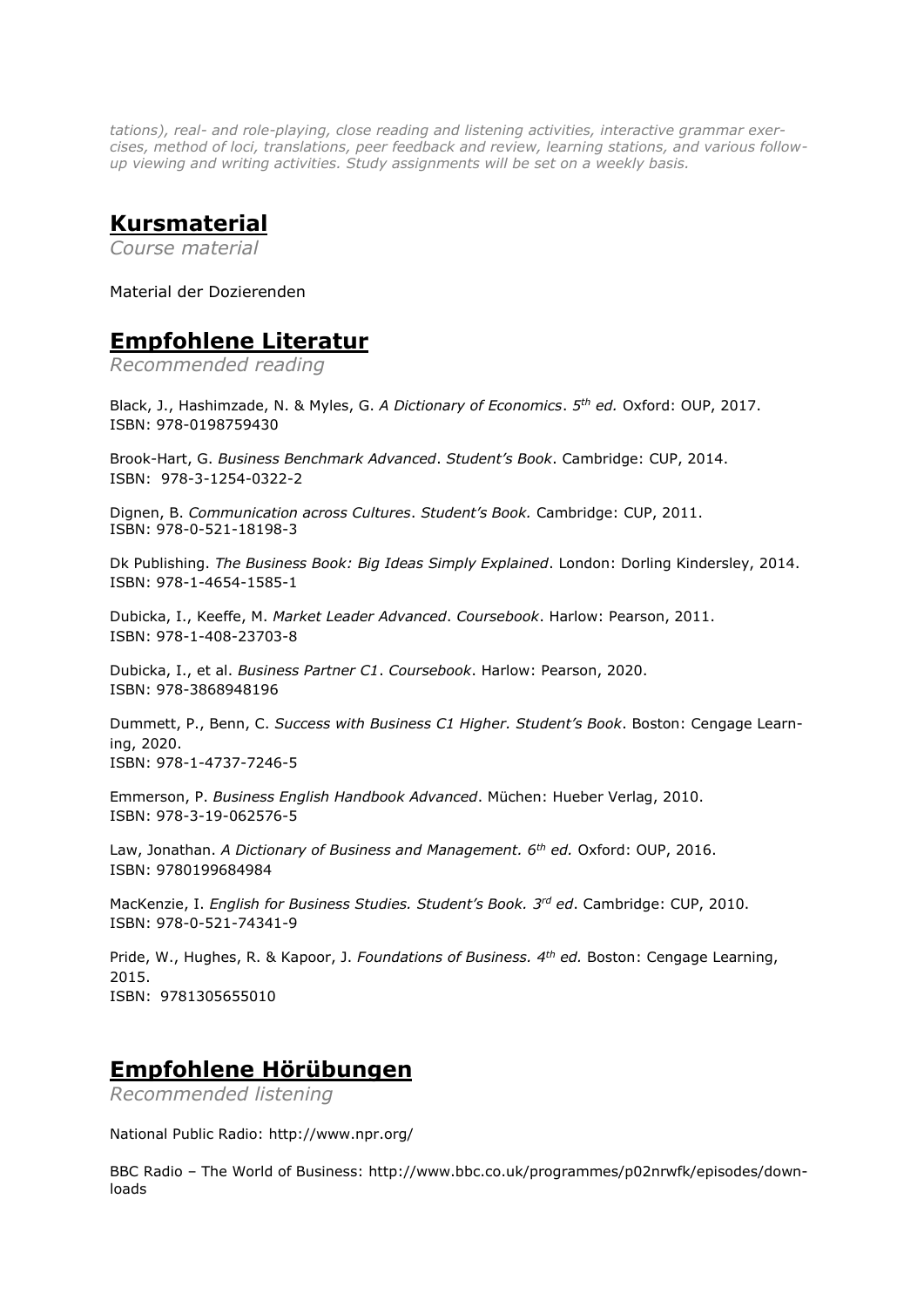*tations), real- and role-playing, close reading and listening activities, interactive grammar exercises, method of loci, translations, peer feedback and review, learning stations, and various follow-up viewing and writing activities. Study assignments will be set on a weekly basis.*

## Kursmaterial

*Course material*

Material der Dozierenden

## Empfohlene Literatur

*Recommended reading*

Black, J., Hashimzade, N. & Myles, G. *A Dictionary of Economics*. *5th ed.* Oxford: OUP, 2017.
ISBN: 978-0198759430

Brook-Hart, G. *Business Benchmark Advanced*. *Student's Book*. Cambridge: CUP, 2014.
ISBN: 978-3-1254-0322-2

Dignen, B. *Communication across Cultures*. *Student's Book.* Cambridge: CUP, 2011.
ISBN: 978-0-521-18198-3

Dk Publishing. *The Business Book: Big Ideas Simply Explained*. London: Dorling Kindersley, 2014.
ISBN: 978-1-4654-1585-1

Dubicka, I., Keeffe, M. *Market Leader Advanced*. *Coursebook*. Harlow: Pearson, 2011.
ISBN: 978-1-408-23703-8

Dubicka, I., et al. *Business Partner C1*. *Coursebook*. Harlow: Pearson, 2020.
ISBN: 978-3868948196

Dummett, P., Benn, C. *Success with Business C1 Higher. Student's Book*. Boston: Cengage Learning, 2020.
ISBN: 978-1-4737-7246-5

Emmerson, P. *Business English Handbook Advanced*. Müchen: Hueber Verlag, 2010.
ISBN: 978-3-19-062576-5

Law, Jonathan. *A Dictionary of Business and Management. 6th ed.* Oxford: OUP, 2016.
ISBN: 9780199684984

MacKenzie, I. *English for Business Studies. Student's Book. 3rd ed*. Cambridge: CUP, 2010.
ISBN: 978-0-521-74341-9

Pride, W., Hughes, R. & Kapoor, J. *Foundations of Business. 4th ed.* Boston: Cengage Learning, 2015.
ISBN: 9781305655010

## Empfohlene Hörübungen

*Recommended listening*

National Public Radio: http://www.npr.org/

BBC Radio – The World of Business: http://www.bbc.co.uk/programmes/p02nrwfk/episodes/downloads